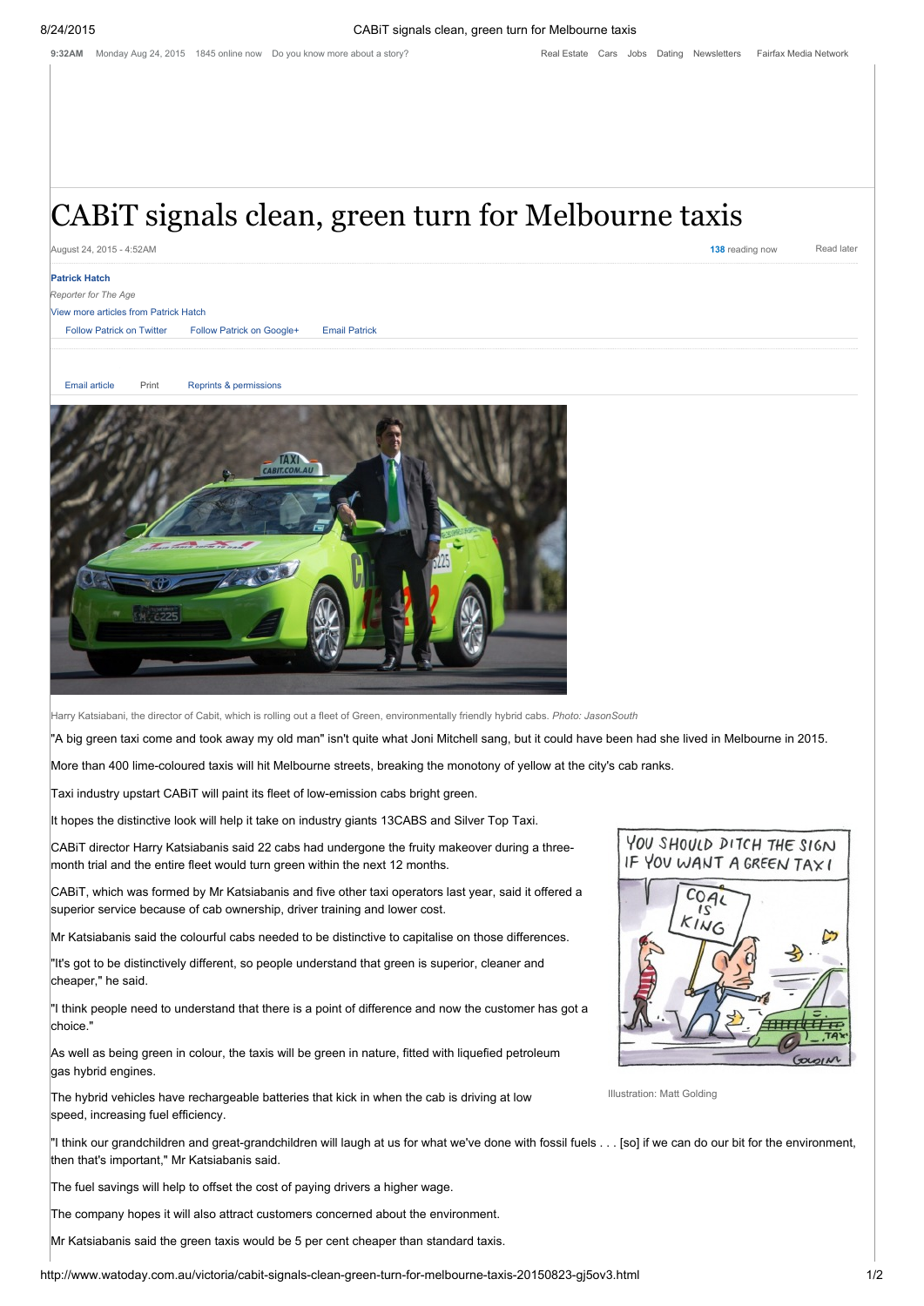# CABiT signals clean, green turn for Melbourne taxis

August 24, 2015 - 4:52AM

**Patrick Hatch**

*Reporter for The Age*

Harry Katsiabani, the director of Cabit, which is rolling out a fleet of Green, environmentally friendly hybrid cabs. *Photo: JasonSouth*

"A big green taxi come and took away my old man" isn't quite what Joni Mitchell sang, but it could have been had she lived in Melbourne in 2015.

More than 400 lime-coloured taxis will hit Melbourne streets, breaking the monotony of yellow at the city's cab ranks.

Taxi industry upstart CABiT will paint its fleet of low-emission cabs bright green.

It hopes the distinctive look will help it take on industry giants 13CABS and Silver Top Taxi.

CABiT director Harry Katsiabanis said 22 cabs had undergone the fruity makeover during a three-month trial and the entire fleet would turn green within the next 12 months.

CABiT, which was formed by Mr Katsiabanis and five other taxi operators last year, said it offered a superior service because of cab ownership, driver training and lower cost.

Mr Katsiabanis said the colourful cabs needed to be distinctive to capitalise on those differences.

"It's got to be distinctively different, so people understand that green is superior, cleaner and cheaper," he said.

"I think people need to understand that there is a point of difference and now the customer has got a choice."

As well as being green in colour, the taxis will be green in nature, fitted with liquefied petroleum gas hybrid engines.

The hybrid vehicles have rechargeable batteries that kick in when the cab is driving at low speed, increasing fuel efficiency.

Illustration: Matt Golding

"I think our grandchildren and great-grandchildren will laugh at us for what we've done with fossil fuels . . . [so] if we can do our bit for the environment, then that's important," Mr Katsiabanis said.

The fuel savings will help to offset the cost of paying drivers a higher wage.

The company hopes it will also attract customers concerned about the environment.

Mr Katsiabanis said the green taxis would be 5 per cent cheaper than standard taxis.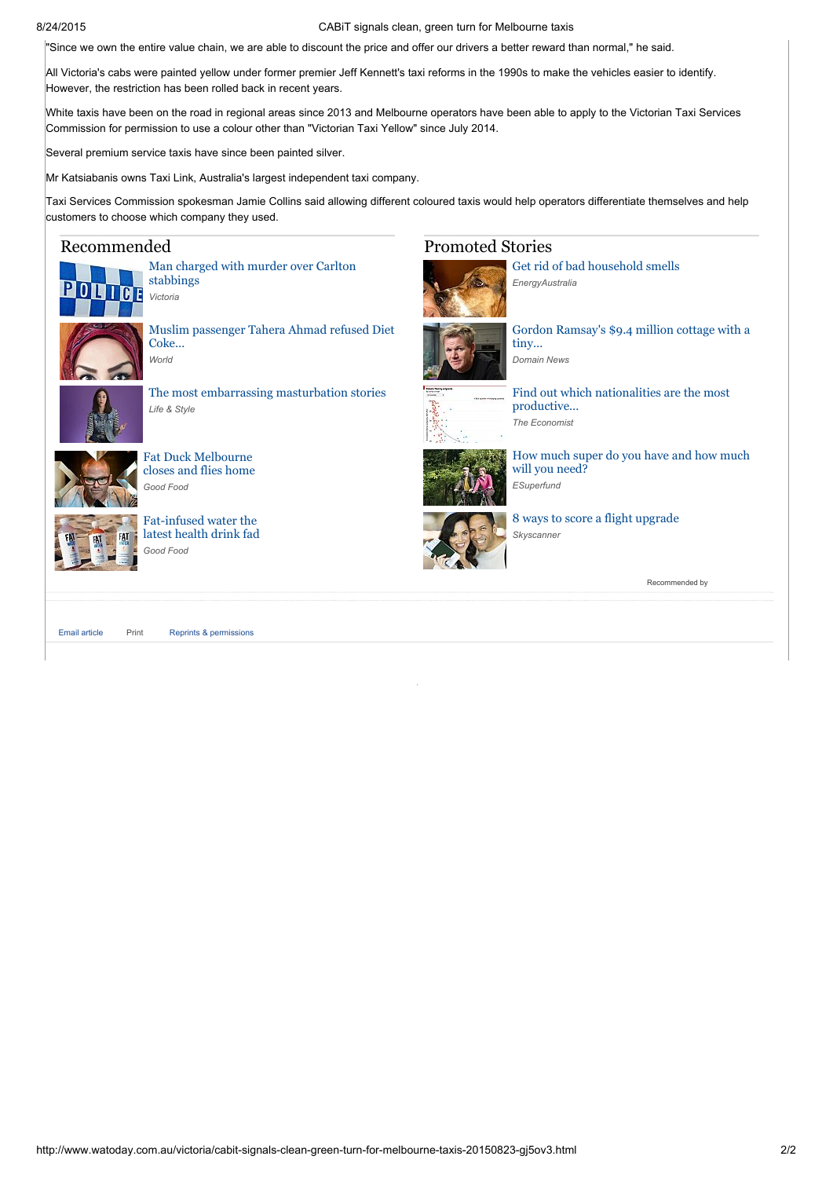"Since we own the entire value chain, we are able to discount the price and offer our drivers a better reward than normal," he said.

All Victoria's cabs were painted yellow under former premier Jeff Kennett's taxi reforms in the 1990s to make the vehicles easier to identify. However, the restriction has been rolled back in recent years.

White taxis have been on the road in regional areas since 2013 and Melbourne operators have been able to apply to the Victorian Taxi Services Commission for permission to use a colour other than "Victorian Taxi Yellow" since July 2014.

Several premium service taxis have since been painted silver.

Mr Katsiabanis owns Taxi Link, Australia's largest independent taxi company.

Taxi Services Commission spokesman Jamie Collins said allowing different coloured taxis would help operators differentiate themselves and help customers to choose which company they used.

## Recommended

Man charged with murder over Carlton stabbings
*Victoria*

Muslim passenger Tahera Ahmad refused Diet Coke...
*World*

The most embarrassing masturbation stories
*Life & Style*

Fat Duck Melbourne closes and flies home
*Good Food*

Fat-infused water the latest health drink fad
*Good Food*

## Promoted Stories

Get rid of bad household smells
*EnergyAustralia*

Gordon Ramsay's $9.4 million cottage with a tiny...
*Domain News*

Find out which nationalities are the most productive...
*The Economist*

How much super do you have and how much will you need?
*ESuperfund*

8 ways to score a flight upgrade
*Skyscanner*

Recommended by

Email article Print Reprints & permissions